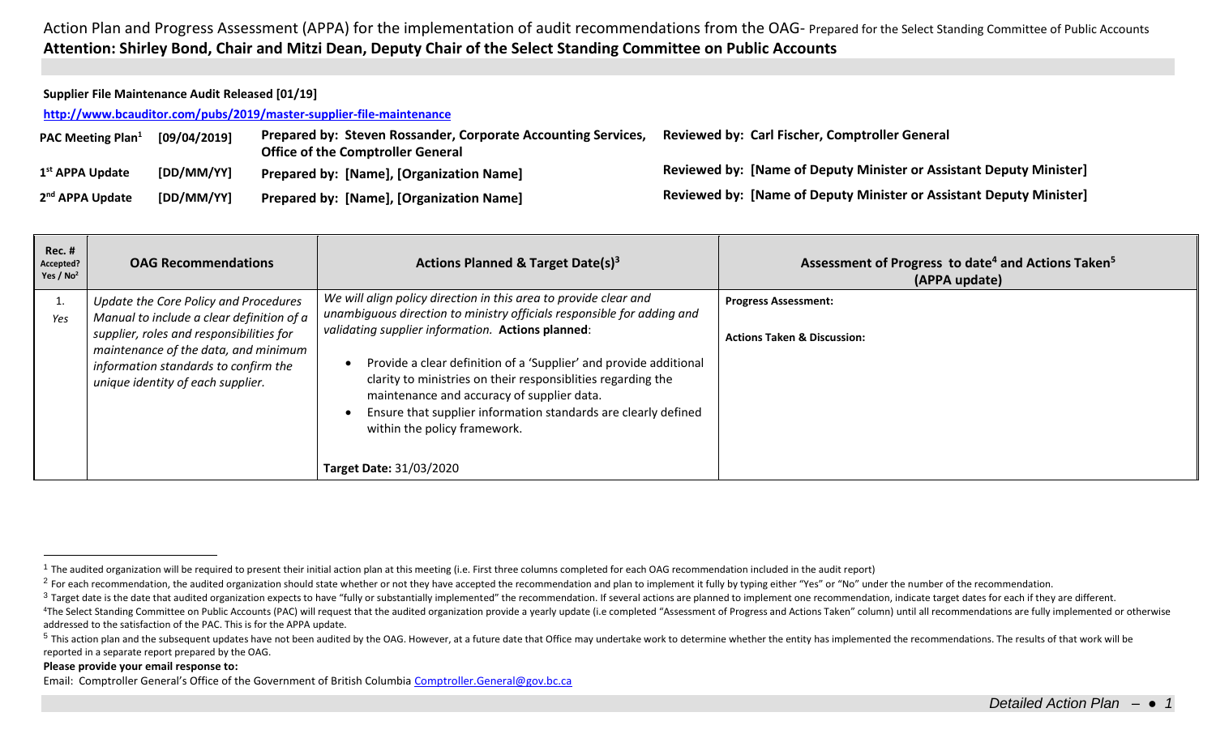Action Plan and Progress Assessment (APPA) for the implementation of audit recommendations from the OAG- Prepared for the Select Standing Committee of Public Accounts

**Attention: Shirley Bond, Chair and Mitzi Dean, Deputy Chair of the Select Standing Committee on Public Accounts**

**Supplier File Maintenance Audit Released [01/19]**

**http://www.bcauditor.com/pubs/2019/master-supplier-file-maintenance**

| | | | |
|---|---|---|---|
| **PAC Meeting Plan[1]** | **[09/04/2019]** | **Prepared by: Steven Rossander, Corporate Accounting Services, Office of the Comptroller General** | **Reviewed by: Carl Fischer, Comptroller General** |
| **1st APPA Update** | **[DD/MM/YY]** | **Prepared by: [Name], [Organization Name]** | **Reviewed by: [Name of Deputy Minister or Assistant Deputy Minister]** |
| **2nd APPA Update** | **[DD/MM/YY]** | **Prepared by: [Name], [Organization Name]** | **Reviewed by: [Name of Deputy Minister or Assistant Deputy Minister]** |

| **Rec. # Accepted? Yes / No[2]** | **OAG Recommendations** | **Actions Planned & Target Date(s)[3]** | **Assessment of Progress to date[4] and Actions Taken[5] (APPA update)** |
|---|---|---|---|
| 1. *Yes* | *Update the Core Policy and Procedures Manual to include a clear definition of a supplier, roles and responsibilities for maintenance of the data, and minimum information standards to confirm the unique identity of each supplier.* | *We will align policy direction in this area to provide clear and unambiguous direction to ministry officials responsible for adding and validating supplier information.* **Actions planned**:<br>• Provide a clear definition of a 'Supplier' and provide additional clarity to ministries on their responsiblities regarding the maintenance and accuracy of supplier data.<br>• Ensure that supplier information standards are clearly defined within the policy framework.<br><br>**Target Date:** 31/03/2020 | **Progress Assessment:**<br><br>**Actions Taken & Discussion:** |

[1] The audited organization will be required to present their initial action plan at this meeting (i.e. First three columns completed for each OAG recommendation included in the audit report)

[2] For each recommendation, the audited organization should state whether or not they have accepted the recommendation and plan to implement it fully by typing either "Yes" or "No" under the number of the recommendation.

[3] Target date is the date that audited organization expects to have "fully or substantially implemented" the recommendation. If several actions are planned to implement one recommendation, indicate target dates for each if they are different.

[4] The Select Standing Committee on Public Accounts (PAC) will request that the audited organization provide a yearly update (i.e completed "Assessment of Progress and Actions Taken" column) until all recommendations are fully implemented or otherwise addressed to the satisfaction of the PAC. This is for the APPA update.

[5] This action plan and the subsequent updates have not been audited by the OAG. However, at a future date that Office may undertake work to determine whether the entity has implemented the recommendations. The results of that work will be reported in a separate report prepared by the OAG.

**Please provide your email response to:**

Email: Comptroller General's Office of the Government of British Columbia Comptroller.General@gov.bc.ca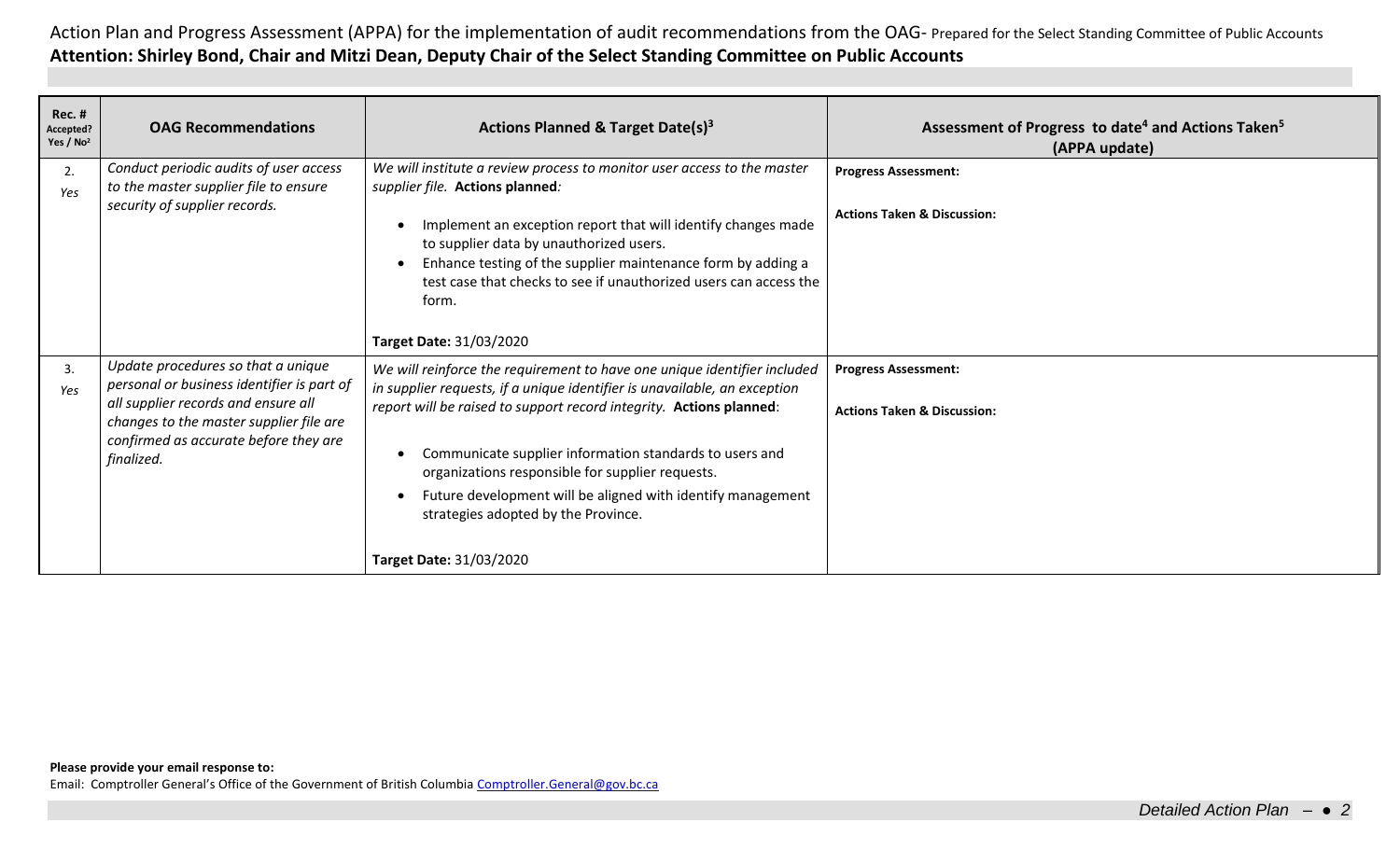Action Plan and Progress Assessment (APPA) for the implementation of audit recommendations from the OAG- Prepared for the Select Standing Committee of Public Accounts

**Attention: Shirley Bond, Chair and Mitzi Dean, Deputy Chair of the Select Standing Committee on Public Accounts**

| Rec. # Accepted? Yes / No[2] | OAG Recommendations | Actions Planned & Target Date(s)[3] | Assessment of Progress to date[4] and Actions Taken[5] (APPA update) |
|---|---|---|---|
| 2. *Yes* | *Conduct periodic audits of user access to the master supplier file to ensure security of supplier records.* | *We will institute a review process to monitor user access to the master supplier file.* **Actions planned**:<br>• Implement an exception report that will identify changes made to supplier data by unauthorized users.<br>• Enhance testing of the supplier maintenance form by adding a test case that checks to see if unauthorized users can access the form.<br><br>**Target Date:** 31/03/2020 | **Progress Assessment:**<br><br>**Actions Taken & Discussion:** |
| 3. *Yes* | *Update procedures so that a unique personal or business identifier is part of all supplier records and ensure all changes to the master supplier file are confirmed as accurate before they are finalized.* | *We will reinforce the requirement to have one unique identifier included in supplier requests, if a unique identifier is unavailable, an exception report will be raised to support record integrity.* **Actions planned**:<br>• Communicate supplier information standards to users and organizations responsible for supplier requests.<br>• Future development will be aligned with identify management strategies adopted by the Province.<br><br>**Target Date:** 31/03/2020 | **Progress Assessment:**<br><br>**Actions Taken & Discussion:** |

**Please provide your email response to:**

Email: Comptroller General's Office of the Government of British Columbia Comptroller.General@gov.bc.ca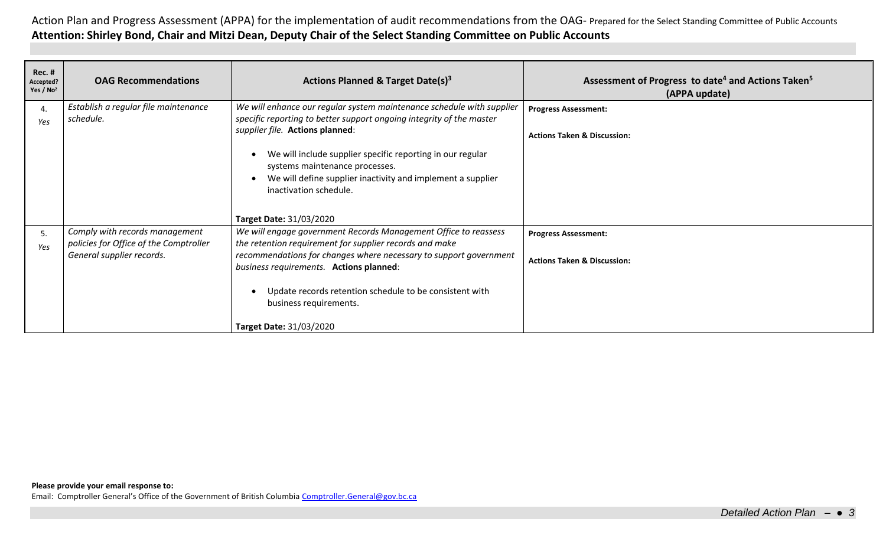Action Plan and Progress Assessment (APPA) for the implementation of audit recommendations from the OAG- Prepared for the Select Standing Committee of Public Accounts

**Attention: Shirley Bond, Chair and Mitzi Dean, Deputy Chair of the Select Standing Committee on Public Accounts**

| Rec. # Accepted? Yes / No[2] | OAG Recommendations | Actions Planned & Target Date(s)[3] | Assessment of Progress to date[4] and Actions Taken[5] (APPA update) |
|---|---|---|---|
| 4. *Yes* | *Establish a regular file maintenance schedule.* | *We will enhance our regular system maintenance schedule with supplier specific reporting to better support ongoing integrity of the master supplier file.* **Actions planned**: <br>• We will include supplier specific reporting in our regular systems maintenance processes.<br>• We will define supplier inactivity and implement a supplier inactivation schedule.<br><br>**Target Date:** 31/03/2020 | **Progress Assessment:**<br><br>**Actions Taken & Discussion:** |
| 5. *Yes* | *Comply with records management policies for Office of the Comptroller General supplier records.* | *We will engage government Records Management Office to reassess the retention requirement for supplier records and make recommendations for changes where necessary to support government business requirements.* **Actions planned**: <br>• Update records retention schedule to be consistent with business requirements.<br><br>**Target Date:** 31/03/2020 | **Progress Assessment:**<br><br>**Actions Taken & Discussion:** |

**Please provide your email response to:**

Email: Comptroller General's Office of the Government of British Columbia Comptroller.General@gov.bc.ca

*Detailed Action Plan*